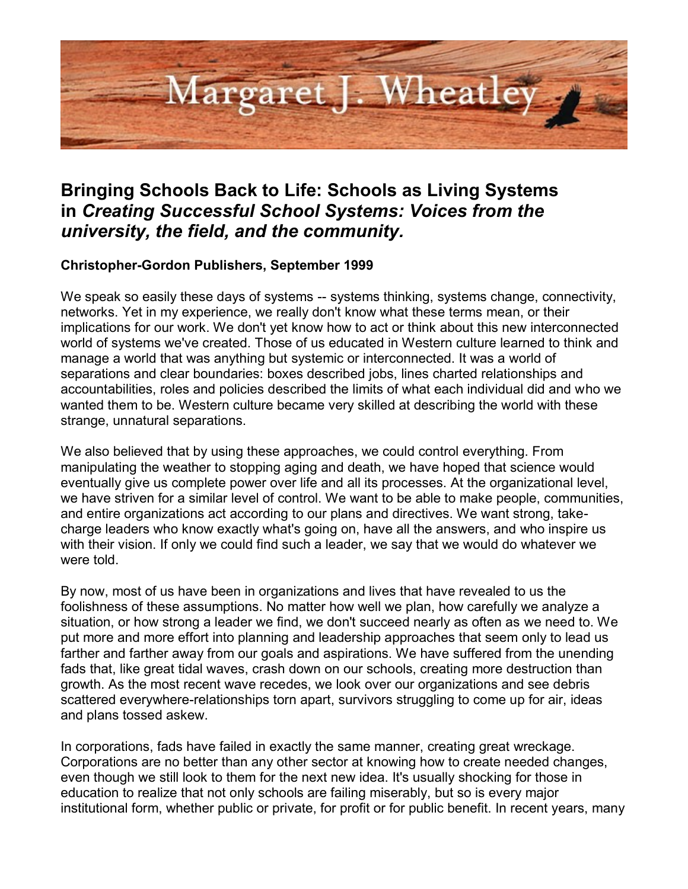# Margaret J. Wheatley

## Bringing Schools Back to Life: Schools as Living Systems in *Creating Successful School Systems: Voices from the university, the field, and the community.*

**Christopher-Gordon Publishers, September 1999**

We speak so easily these days of systems -- systems thinking, systems change, connectivity, networks. Yet in my experience, we really don't know what these terms mean, or their implications for our work. We don't yet know how to act or think about this new interconnected world of systems we've created. Those of us educated in Western culture learned to think and manage a world that was anything but systemic or interconnected. It was a world of separations and clear boundaries: boxes described jobs, lines charted relationships and accountabilities, roles and policies described the limits of what each individual did and who we wanted them to be. Western culture became very skilled at describing the world with these strange, unnatural separations.

We also believed that by using these approaches, we could control everything. From manipulating the weather to stopping aging and death, we have hoped that science would eventually give us complete power over life and all its processes. At the organizational level, we have striven for a similar level of control. We want to be able to make people, communities, and entire organizations act according to our plans and directives. We want strong, take-charge leaders who know exactly what's going on, have all the answers, and who inspire us with their vision. If only we could find such a leader, we say that we would do whatever we were told.

By now, most of us have been in organizations and lives that have revealed to us the foolishness of these assumptions. No matter how well we plan, how carefully we analyze a situation, or how strong a leader we find, we don't succeed nearly as often as we need to. We put more and more effort into planning and leadership approaches that seem only to lead us farther and farther away from our goals and aspirations. We have suffered from the unending fads that, like great tidal waves, crash down on our schools, creating more destruction than growth. As the most recent wave recedes, we look over our organizations and see debris scattered everywhere-relationships torn apart, survivors struggling to come up for air, ideas and plans tossed askew.

In corporations, fads have failed in exactly the same manner, creating great wreckage. Corporations are no better than any other sector at knowing how to create needed changes, even though we still look to them for the next new idea. It's usually shocking for those in education to realize that not only schools are failing miserably, but so is every major institutional form, whether public or private, for profit or for public benefit. In recent years, many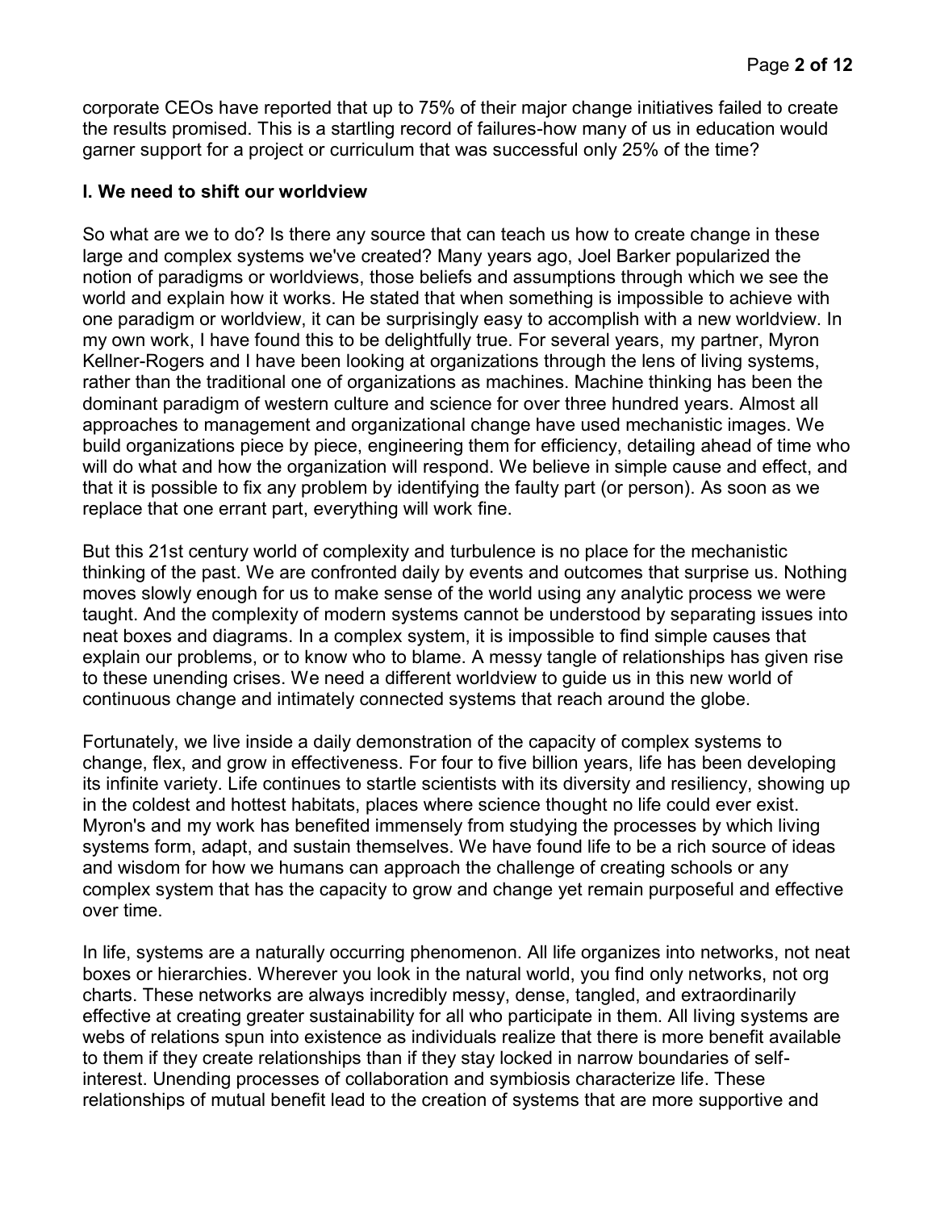corporate CEOs have reported that up to 75% of their major change initiatives failed to create the results promised. This is a startling record of failures-how many of us in education would garner support for a project or curriculum that was successful only 25% of the time?

## I. We need to shift our worldview

So what are we to do? Is there any source that can teach us how to create change in these large and complex systems we've created? Many years ago, Joel Barker popularized the notion of paradigms or worldviews, those beliefs and assumptions through which we see the world and explain how it works. He stated that when something is impossible to achieve with one paradigm or worldview, it can be surprisingly easy to accomplish with a new worldview. In my own work, I have found this to be delightfully true. For several years, my partner, Myron Kellner-Rogers and I have been looking at organizations through the lens of living systems, rather than the traditional one of organizations as machines. Machine thinking has been the dominant paradigm of western culture and science for over three hundred years. Almost all approaches to management and organizational change have used mechanistic images. We build organizations piece by piece, engineering them for efficiency, detailing ahead of time who will do what and how the organization will respond. We believe in simple cause and effect, and that it is possible to fix any problem by identifying the faulty part (or person). As soon as we replace that one errant part, everything will work fine.

But this 21st century world of complexity and turbulence is no place for the mechanistic thinking of the past. We are confronted daily by events and outcomes that surprise us. Nothing moves slowly enough for us to make sense of the world using any analytic process we were taught. And the complexity of modern systems cannot be understood by separating issues into neat boxes and diagrams. In a complex system, it is impossible to find simple causes that explain our problems, or to know who to blame. A messy tangle of relationships has given rise to these unending crises. We need a different worldview to guide us in this new world of continuous change and intimately connected systems that reach around the globe.

Fortunately, we live inside a daily demonstration of the capacity of complex systems to change, flex, and grow in effectiveness. For four to five billion years, life has been developing its infinite variety. Life continues to startle scientists with its diversity and resiliency, showing up in the coldest and hottest habitats, places where science thought no life could ever exist. Myron's and my work has benefited immensely from studying the processes by which living systems form, adapt, and sustain themselves. We have found life to be a rich source of ideas and wisdom for how we humans can approach the challenge of creating schools or any complex system that has the capacity to grow and change yet remain purposeful and effective over time.

In life, systems are a naturally occurring phenomenon. All life organizes into networks, not neat boxes or hierarchies. Wherever you look in the natural world, you find only networks, not org charts. These networks are always incredibly messy, dense, tangled, and extraordinarily effective at creating greater sustainability for all who participate in them. All living systems are webs of relations spun into existence as individuals realize that there is more benefit available to them if they create relationships than if they stay locked in narrow boundaries of self-interest. Unending processes of collaboration and symbiosis characterize life. These relationships of mutual benefit lead to the creation of systems that are more supportive and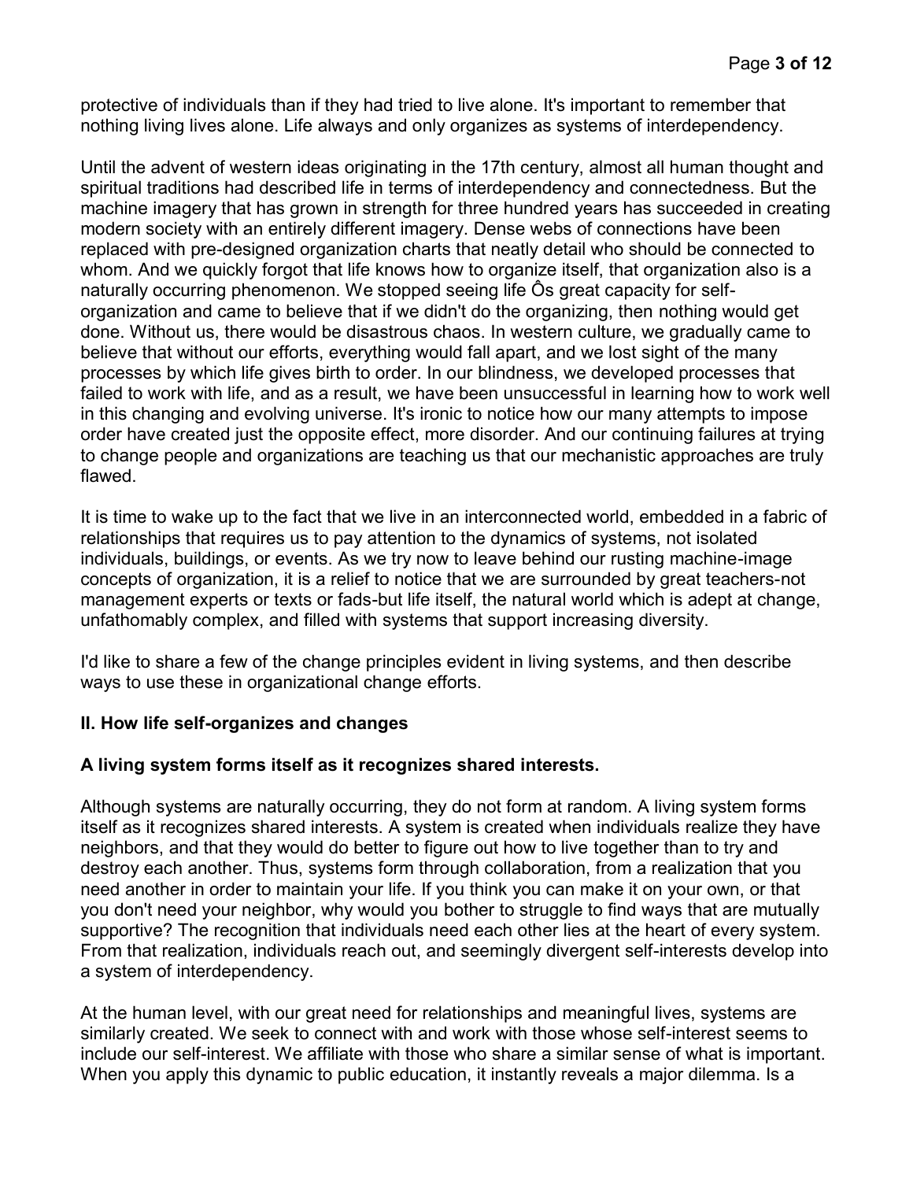protective of individuals than if they had tried to live alone. It's important to remember that nothing living lives alone. Life always and only organizes as systems of interdependency.

Until the advent of western ideas originating in the 17th century, almost all human thought and spiritual traditions had described life in terms of interdependency and connectedness. But the machine imagery that has grown in strength for three hundred years has succeeded in creating modern society with an entirely different imagery. Dense webs of connections have been replaced with pre-designed organization charts that neatly detail who should be connected to whom. And we quickly forgot that life knows how to organize itself, that organization also is a naturally occurring phenomenon. We stopped seeing life Ôs great capacity for self-organization and came to believe that if we didn't do the organizing, then nothing would get done. Without us, there would be disastrous chaos. In western culture, we gradually came to believe that without our efforts, everything would fall apart, and we lost sight of the many processes by which life gives birth to order. In our blindness, we developed processes that failed to work with life, and as a result, we have been unsuccessful in learning how to work well in this changing and evolving universe. It's ironic to notice how our many attempts to impose order have created just the opposite effect, more disorder. And our continuing failures at trying to change people and organizations are teaching us that our mechanistic approaches are truly flawed.

It is time to wake up to the fact that we live in an interconnected world, embedded in a fabric of relationships that requires us to pay attention to the dynamics of systems, not isolated individuals, buildings, or events. As we try now to leave behind our rusting machine-image concepts of organization, it is a relief to notice that we are surrounded by great teachers-not management experts or texts or fads-but life itself, the natural world which is adept at change, unfathomably complex, and filled with systems that support increasing diversity.

I'd like to share a few of the change principles evident in living systems, and then describe ways to use these in organizational change efforts.

## II. How life self-organizes and changes

### A living system forms itself as it recognizes shared interests.

Although systems are naturally occurring, they do not form at random. A living system forms itself as it recognizes shared interests. A system is created when individuals realize they have neighbors, and that they would do better to figure out how to live together than to try and destroy each another. Thus, systems form through collaboration, from a realization that you need another in order to maintain your life. If you think you can make it on your own, or that you don't need your neighbor, why would you bother to struggle to find ways that are mutually supportive? The recognition that individuals need each other lies at the heart of every system. From that realization, individuals reach out, and seemingly divergent self-interests develop into a system of interdependency.

At the human level, with our great need for relationships and meaningful lives, systems are similarly created. We seek to connect with and work with those whose self-interest seems to include our self-interest. We affiliate with those who share a similar sense of what is important. When you apply this dynamic to public education, it instantly reveals a major dilemma. Is a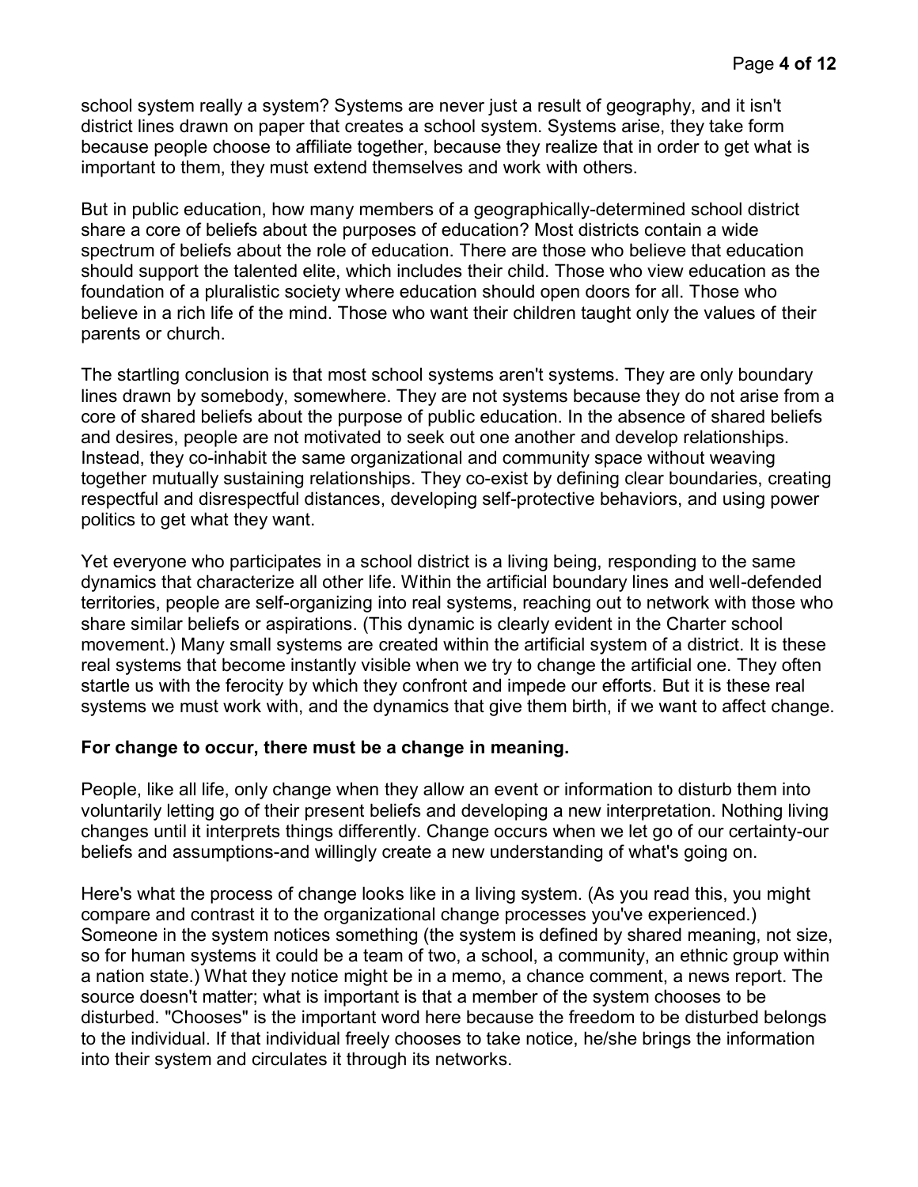school system really a system? Systems are never just a result of geography, and it isn't district lines drawn on paper that creates a school system. Systems arise, they take form because people choose to affiliate together, because they realize that in order to get what is important to them, they must extend themselves and work with others.

But in public education, how many members of a geographically-determined school district share a core of beliefs about the purposes of education? Most districts contain a wide spectrum of beliefs about the role of education. There are those who believe that education should support the talented elite, which includes their child. Those who view education as the foundation of a pluralistic society where education should open doors for all. Those who believe in a rich life of the mind. Those who want their children taught only the values of their parents or church.

The startling conclusion is that most school systems aren't systems. They are only boundary lines drawn by somebody, somewhere. They are not systems because they do not arise from a core of shared beliefs about the purpose of public education. In the absence of shared beliefs and desires, people are not motivated to seek out one another and develop relationships. Instead, they co-inhabit the same organizational and community space without weaving together mutually sustaining relationships. They co-exist by defining clear boundaries, creating respectful and disrespectful distances, developing self-protective behaviors, and using power politics to get what they want.

Yet everyone who participates in a school district is a living being, responding to the same dynamics that characterize all other life. Within the artificial boundary lines and well-defended territories, people are self-organizing into real systems, reaching out to network with those who share similar beliefs or aspirations. (This dynamic is clearly evident in the Charter school movement.) Many small systems are created within the artificial system of a district. It is these real systems that become instantly visible when we try to change the artificial one. They often startle us with the ferocity by which they confront and impede our efforts. But it is these real systems we must work with, and the dynamics that give them birth, if we want to affect change.

**For change to occur, there must be a change in meaning.**

People, like all life, only change when they allow an event or information to disturb them into voluntarily letting go of their present beliefs and developing a new interpretation. Nothing living changes until it interprets things differently. Change occurs when we let go of our certainty-our beliefs and assumptions-and willingly create a new understanding of what's going on.

Here's what the process of change looks like in a living system. (As you read this, you might compare and contrast it to the organizational change processes you've experienced.) Someone in the system notices something (the system is defined by shared meaning, not size, so for human systems it could be a team of two, a school, a community, an ethnic group within a nation state.) What they notice might be in a memo, a chance comment, a news report. The source doesn't matter; what is important is that a member of the system chooses to be disturbed. "Chooses" is the important word here because the freedom to be disturbed belongs to the individual. If that individual freely chooses to take notice, he/she brings the information into their system and circulates it through its networks.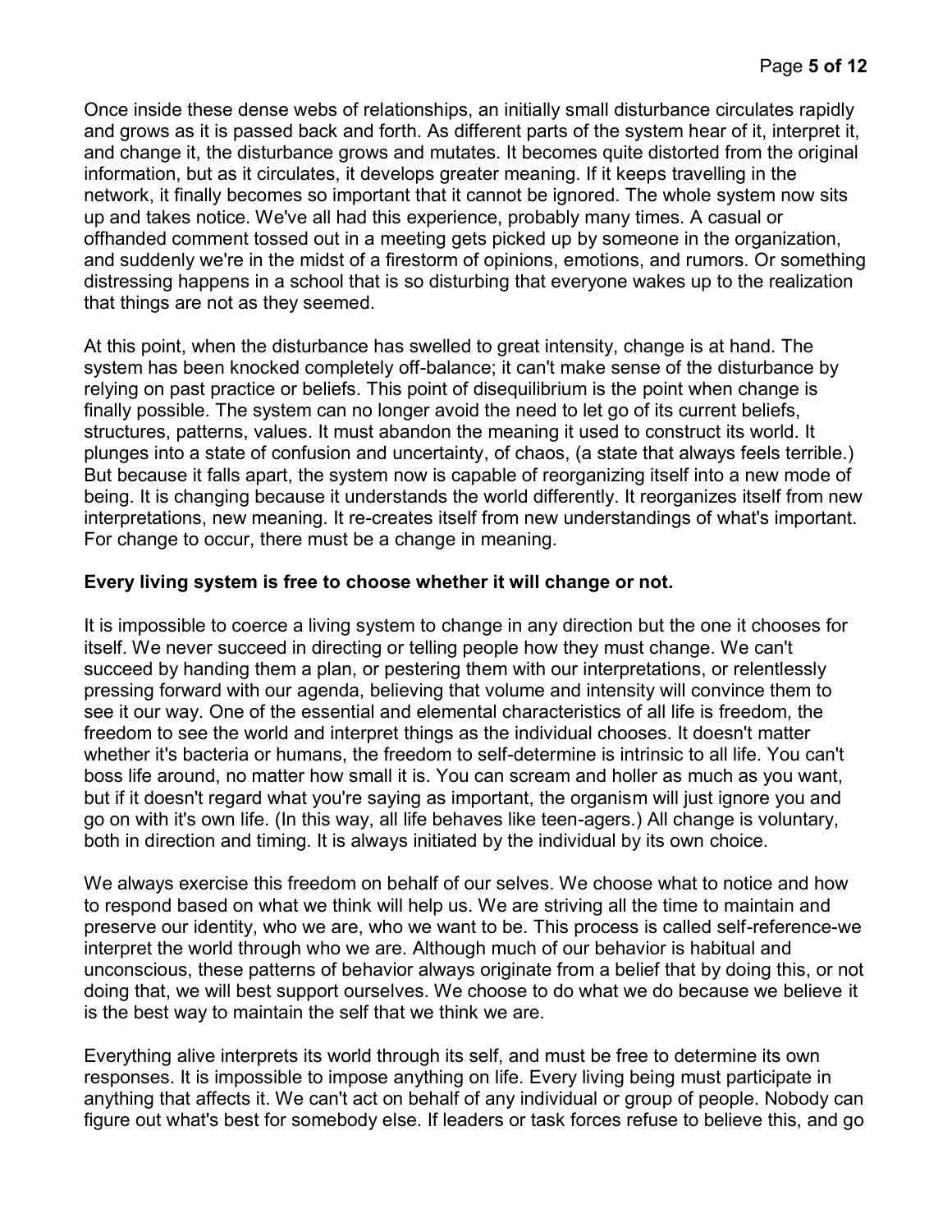Once inside these dense webs of relationships, an initially small disturbance circulates rapidly and grows as it is passed back and forth. As different parts of the system hear of it, interpret it, and change it, the disturbance grows and mutates. It becomes quite distorted from the original information, but as it circulates, it develops greater meaning. If it keeps travelling in the network, it finally becomes so important that it cannot be ignored. The whole system now sits up and takes notice. We've all had this experience, probably many times. A casual or offhanded comment tossed out in a meeting gets picked up by someone in the organization, and suddenly we're in the midst of a firestorm of opinions, emotions, and rumors. Or something distressing happens in a school that is so disturbing that everyone wakes up to the realization that things are not as they seemed.

At this point, when the disturbance has swelled to great intensity, change is at hand. The system has been knocked completely off-balance; it can't make sense of the disturbance by relying on past practice or beliefs. This point of disequilibrium is the point when change is finally possible. The system can no longer avoid the need to let go of its current beliefs, structures, patterns, values. It must abandon the meaning it used to construct its world. It plunges into a state of confusion and uncertainty, of chaos, (a state that always feels terrible.) But because it falls apart, the system now is capable of reorganizing itself into a new mode of being. It is changing because it understands the world differently. It reorganizes itself from new interpretations, new meaning. It re-creates itself from new understandings of what's important. For change to occur, there must be a change in meaning.

**Every living system is free to choose whether it will change or not.**

It is impossible to coerce a living system to change in any direction but the one it chooses for itself. We never succeed in directing or telling people how they must change. We can't succeed by handing them a plan, or pestering them with our interpretations, or relentlessly pressing forward with our agenda, believing that volume and intensity will convince them to see it our way. One of the essential and elemental characteristics of all life is freedom, the freedom to see the world and interpret things as the individual chooses. It doesn't matter whether it's bacteria or humans, the freedom to self-determine is intrinsic to all life. You can't boss life around, no matter how small it is. You can scream and holler as much as you want, but if it doesn't regard what you're saying as important, the organism will just ignore you and go on with it's own life. (In this way, all life behaves like teen-agers.) All change is voluntary, both in direction and timing. It is always initiated by the individual by its own choice.

We always exercise this freedom on behalf of our selves. We choose what to notice and how to respond based on what we think will help us. We are striving all the time to maintain and preserve our identity, who we are, who we want to be. This process is called self-reference-we interpret the world through who we are. Although much of our behavior is habitual and unconscious, these patterns of behavior always originate from a belief that by doing this, or not doing that, we will best support ourselves. We choose to do what we do because we believe it is the best way to maintain the self that we think we are.

Everything alive interprets its world through its self, and must be free to determine its own responses. It is impossible to impose anything on life. Every living being must participate in anything that affects it. We can't act on behalf of any individual or group of people. Nobody can figure out what's best for somebody else. If leaders or task forces refuse to believe this, and go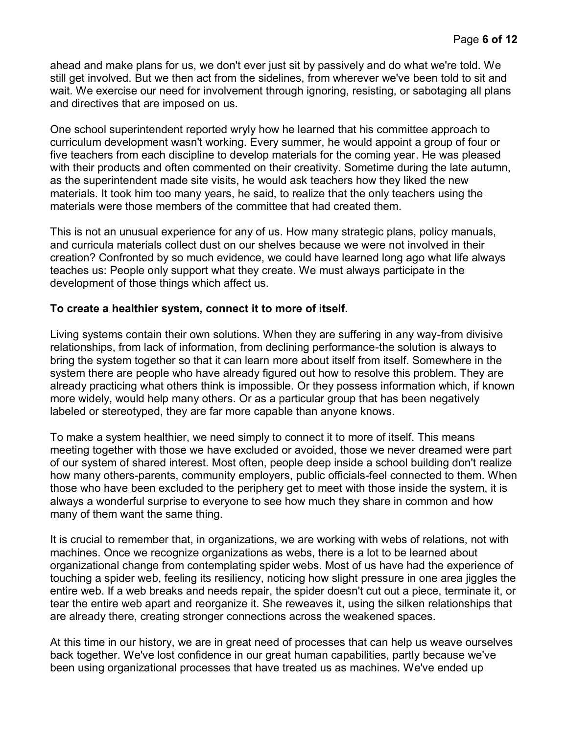ahead and make plans for us, we don't ever just sit by passively and do what we're told. We still get involved. But we then act from the sidelines, from wherever we've been told to sit and wait. We exercise our need for involvement through ignoring, resisting, or sabotaging all plans and directives that are imposed on us.

One school superintendent reported wryly how he learned that his committee approach to curriculum development wasn't working. Every summer, he would appoint a group of four or five teachers from each discipline to develop materials for the coming year. He was pleased with their products and often commented on their creativity. Sometime during the late autumn, as the superintendent made site visits, he would ask teachers how they liked the new materials. It took him too many years, he said, to realize that the only teachers using the materials were those members of the committee that had created them.

This is not an unusual experience for any of us. How many strategic plans, policy manuals, and curricula materials collect dust on our shelves because we were not involved in their creation? Confronted by so much evidence, we could have learned long ago what life always teaches us: People only support what they create. We must always participate in the development of those things which affect us.

**To create a healthier system, connect it to more of itself.**

Living systems contain their own solutions. When they are suffering in any way-from divisive relationships, from lack of information, from declining performance-the solution is always to bring the system together so that it can learn more about itself from itself. Somewhere in the system there are people who have already figured out how to resolve this problem. They are already practicing what others think is impossible. Or they possess information which, if known more widely, would help many others. Or as a particular group that has been negatively labeled or stereotyped, they are far more capable than anyone knows.

To make a system healthier, we need simply to connect it to more of itself. This means meeting together with those we have excluded or avoided, those we never dreamed were part of our system of shared interest. Most often, people deep inside a school building don't realize how many others-parents, community employers, public officials-feel connected to them. When those who have been excluded to the periphery get to meet with those inside the system, it is always a wonderful surprise to everyone to see how much they share in common and how many of them want the same thing.

It is crucial to remember that, in organizations, we are working with webs of relations, not with machines. Once we recognize organizations as webs, there is a lot to be learned about organizational change from contemplating spider webs. Most of us have had the experience of touching a spider web, feeling its resiliency, noticing how slight pressure in one area jiggles the entire web. If a web breaks and needs repair, the spider doesn't cut out a piece, terminate it, or tear the entire web apart and reorganize it. She reweaves it, using the silken relationships that are already there, creating stronger connections across the weakened spaces.

At this time in our history, we are in great need of processes that can help us weave ourselves back together. We've lost confidence in our great human capabilities, partly because we've been using organizational processes that have treated us as machines. We've ended up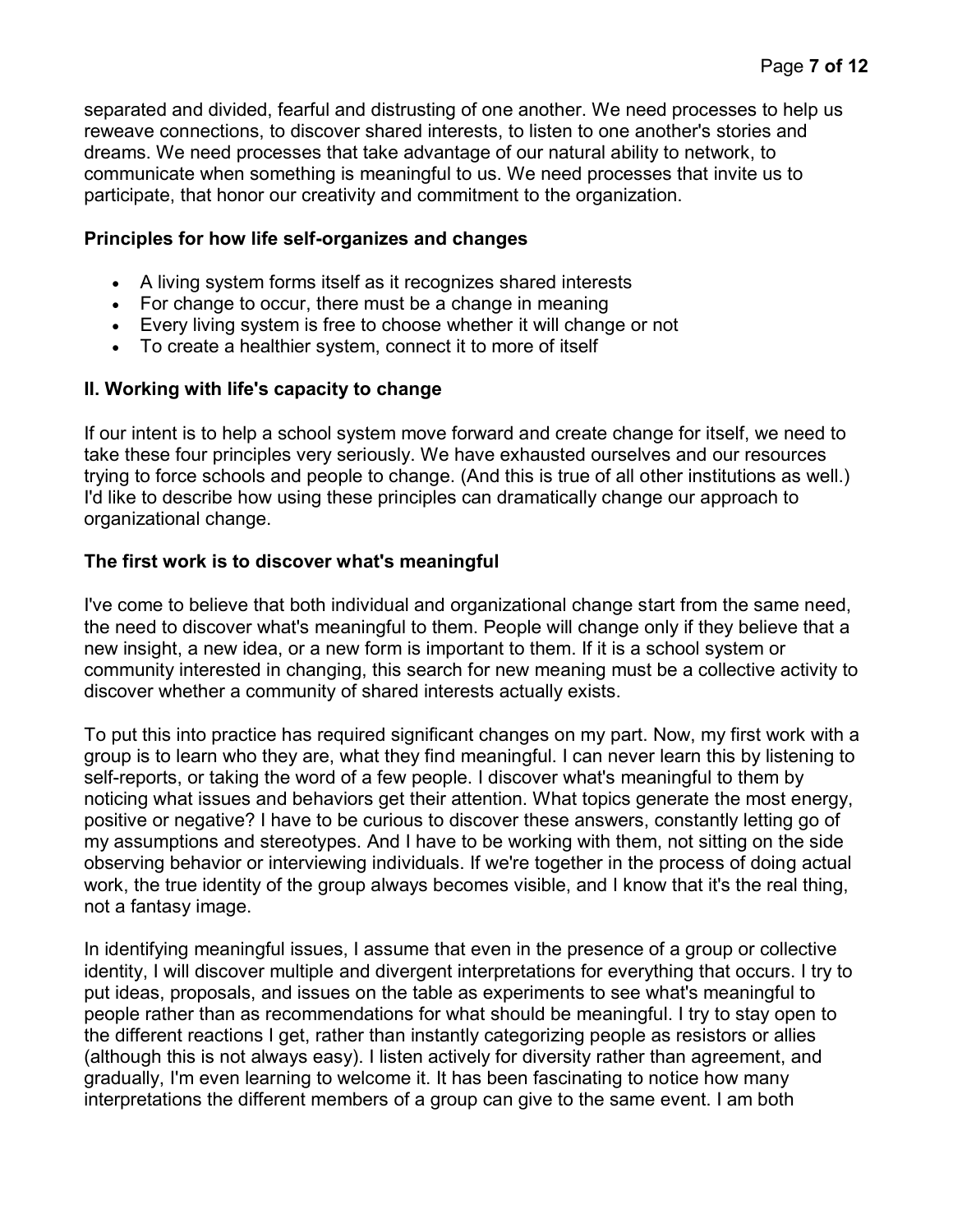separated and divided, fearful and distrusting of one another. We need processes to help us reweave connections, to discover shared interests, to listen to one another's stories and dreams. We need processes that take advantage of our natural ability to network, to communicate when something is meaningful to us. We need processes that invite us to participate, that honor our creativity and commitment to the organization.

### Principles for how life self-organizes and changes

- A living system forms itself as it recognizes shared interests
- For change to occur, there must be a change in meaning
- Every living system is free to choose whether it will change or not
- To create a healthier system, connect it to more of itself

## II. Working with life's capacity to change

If our intent is to help a school system move forward and create change for itself, we need to take these four principles very seriously. We have exhausted ourselves and our resources trying to force schools and people to change. (And this is true of all other institutions as well.) I'd like to describe how using these principles can dramatically change our approach to organizational change.

### The first work is to discover what's meaningful

I've come to believe that both individual and organizational change start from the same need, the need to discover what's meaningful to them. People will change only if they believe that a new insight, a new idea, or a new form is important to them. If it is a school system or community interested in changing, this search for new meaning must be a collective activity to discover whether a community of shared interests actually exists.

To put this into practice has required significant changes on my part. Now, my first work with a group is to learn who they are, what they find meaningful. I can never learn this by listening to self-reports, or taking the word of a few people. I discover what's meaningful to them by noticing what issues and behaviors get their attention. What topics generate the most energy, positive or negative? I have to be curious to discover these answers, constantly letting go of my assumptions and stereotypes. And I have to be working with them, not sitting on the side observing behavior or interviewing individuals. If we're together in the process of doing actual work, the true identity of the group always becomes visible, and I know that it's the real thing, not a fantasy image.

In identifying meaningful issues, I assume that even in the presence of a group or collective identity, I will discover multiple and divergent interpretations for everything that occurs. I try to put ideas, proposals, and issues on the table as experiments to see what's meaningful to people rather than as recommendations for what should be meaningful. I try to stay open to the different reactions I get, rather than instantly categorizing people as resistors or allies (although this is not always easy). I listen actively for diversity rather than agreement, and gradually, I'm even learning to welcome it. It has been fascinating to notice how many interpretations the different members of a group can give to the same event. I am both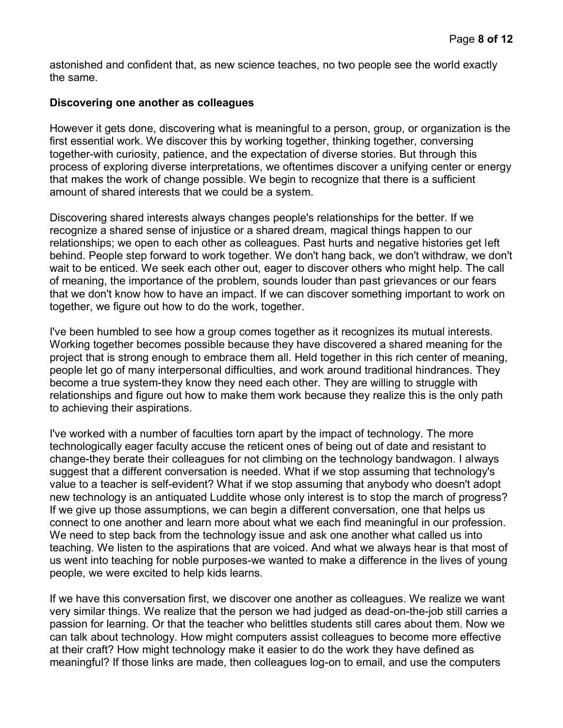astonished and confident that, as new science teaches, no two people see the world exactly the same.

**Discovering one another as colleagues**

However it gets done, discovering what is meaningful to a person, group, or organization is the first essential work. We discover this by working together, thinking together, conversing together-with curiosity, patience, and the expectation of diverse stories. But through this process of exploring diverse interpretations, we oftentimes discover a unifying center or energy that makes the work of change possible. We begin to recognize that there is a sufficient amount of shared interests that we could be a system.

Discovering shared interests always changes people's relationships for the better. If we recognize a shared sense of injustice or a shared dream, magical things happen to our relationships; we open to each other as colleagues. Past hurts and negative histories get left behind. People step forward to work together. We don't hang back, we don't withdraw, we don't wait to be enticed. We seek each other out, eager to discover others who might help. The call of meaning, the importance of the problem, sounds louder than past grievances or our fears that we don't know how to have an impact. If we can discover something important to work on together, we figure out how to do the work, together.

I've been humbled to see how a group comes together as it recognizes its mutual interests. Working together becomes possible because they have discovered a shared meaning for the project that is strong enough to embrace them all. Held together in this rich center of meaning, people let go of many interpersonal difficulties, and work around traditional hindrances. They become a true system-they know they need each other. They are willing to struggle with relationships and figure out how to make them work because they realize this is the only path to achieving their aspirations.

I've worked with a number of faculties torn apart by the impact of technology. The more technologically eager faculty accuse the reticent ones of being out of date and resistant to change-they berate their colleagues for not climbing on the technology bandwagon. I always suggest that a different conversation is needed. What if we stop assuming that technology's value to a teacher is self-evident? What if we stop assuming that anybody who doesn't adopt new technology is an antiquated Luddite whose only interest is to stop the march of progress? If we give up those assumptions, we can begin a different conversation, one that helps us connect to one another and learn more about what we each find meaningful in our profession. We need to step back from the technology issue and ask one another what called us into teaching. We listen to the aspirations that are voiced. And what we always hear is that most of us went into teaching for noble purposes-we wanted to make a difference in the lives of young people, we were excited to help kids learns.

If we have this conversation first, we discover one another as colleagues. We realize we want very similar things. We realize that the person we had judged as dead-on-the-job still carries a passion for learning. Or that the teacher who belittles students still cares about them. Now we can talk about technology. How might computers assist colleagues to become more effective at their craft? How might technology make it easier to do the work they have defined as meaningful? If those links are made, then colleagues log-on to email, and use the computers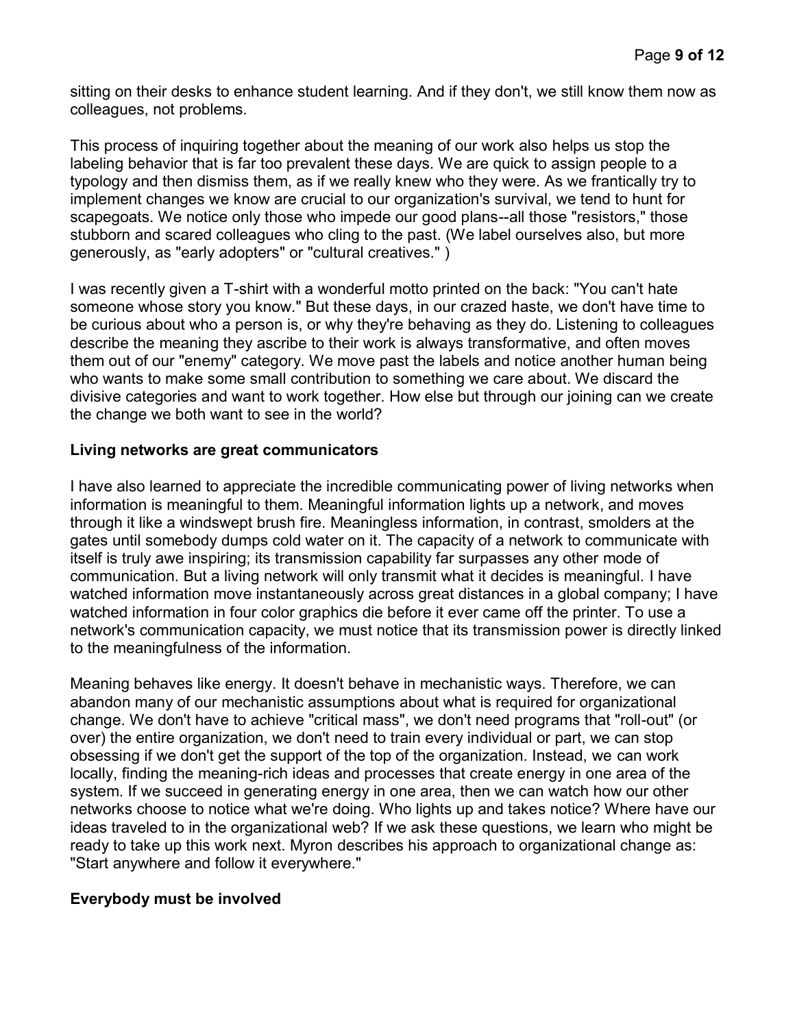sitting on their desks to enhance student learning. And if they don't, we still know them now as colleagues, not problems.

This process of inquiring together about the meaning of our work also helps us stop the labeling behavior that is far too prevalent these days. We are quick to assign people to a typology and then dismiss them, as if we really knew who they were. As we frantically try to implement changes we know are crucial to our organization's survival, we tend to hunt for scapegoats. We notice only those who impede our good plans--all those "resistors," those stubborn and scared colleagues who cling to the past. (We label ourselves also, but more generously, as "early adopters" or "cultural creatives." )

I was recently given a T-shirt with a wonderful motto printed on the back: "You can't hate someone whose story you know." But these days, in our crazed haste, we don't have time to be curious about who a person is, or why they're behaving as they do. Listening to colleagues describe the meaning they ascribe to their work is always transformative, and often moves them out of our "enemy" category. We move past the labels and notice another human being who wants to make some small contribution to something we care about. We discard the divisive categories and want to work together. How else but through our joining can we create the change we both want to see in the world?

**Living networks are great communicators**

I have also learned to appreciate the incredible communicating power of living networks when information is meaningful to them. Meaningful information lights up a network, and moves through it like a windswept brush fire. Meaningless information, in contrast, smolders at the gates until somebody dumps cold water on it. The capacity of a network to communicate with itself is truly awe inspiring; its transmission capability far surpasses any other mode of communication. But a living network will only transmit what it decides is meaningful. I have watched information move instantaneously across great distances in a global company; I have watched information in four color graphics die before it ever came off the printer. To use a network's communication capacity, we must notice that its transmission power is directly linked to the meaningfulness of the information.

Meaning behaves like energy. It doesn't behave in mechanistic ways. Therefore, we can abandon many of our mechanistic assumptions about what is required for organizational change. We don't have to achieve "critical mass", we don't need programs that "roll-out" (or over) the entire organization, we don't need to train every individual or part, we can stop obsessing if we don't get the support of the top of the organization. Instead, we can work locally, finding the meaning-rich ideas and processes that create energy in one area of the system. If we succeed in generating energy in one area, then we can watch how our other networks choose to notice what we're doing. Who lights up and takes notice? Where have our ideas traveled to in the organizational web? If we ask these questions, we learn who might be ready to take up this work next. Myron describes his approach to organizational change as: "Start anywhere and follow it everywhere."

**Everybody must be involved**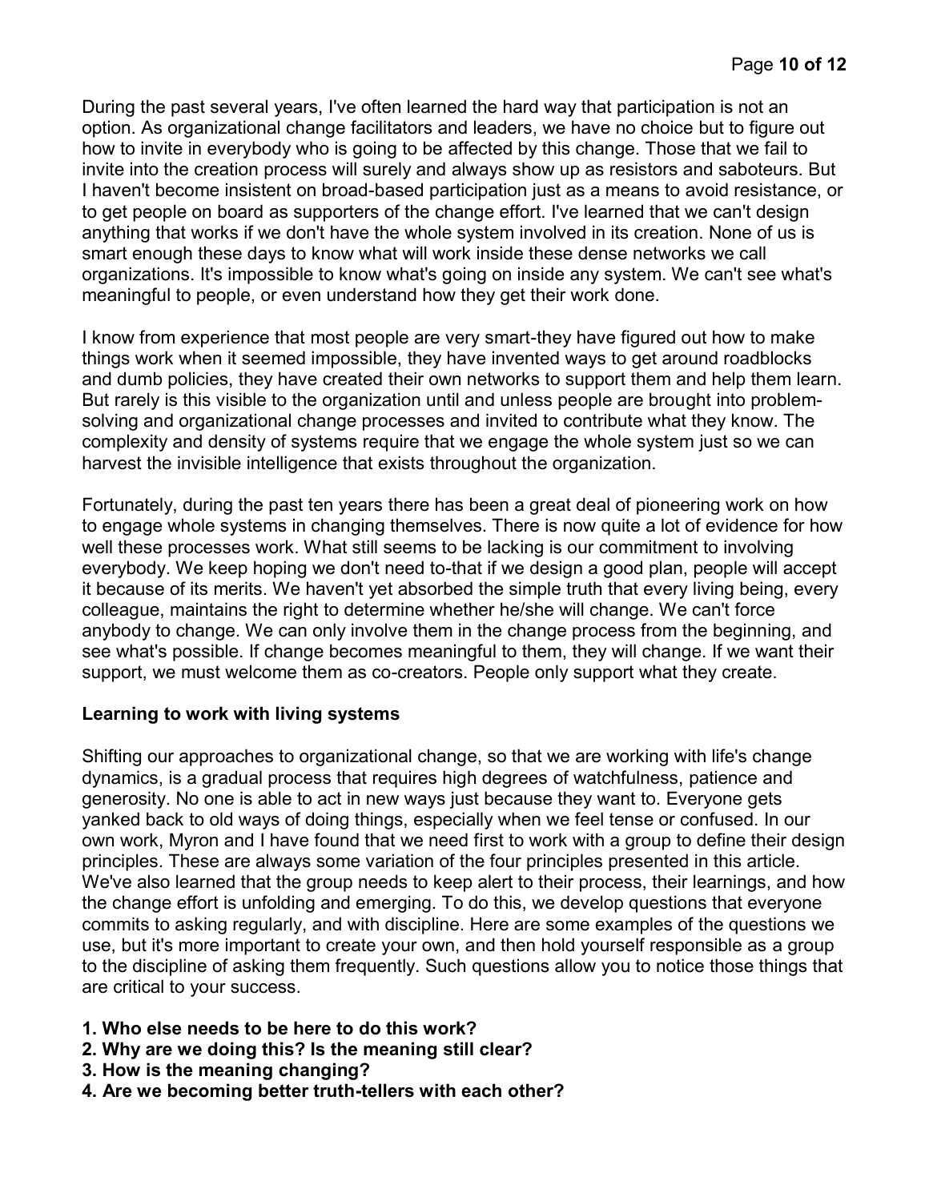During the past several years, I've often learned the hard way that participation is not an option. As organizational change facilitators and leaders, we have no choice but to figure out how to invite in everybody who is going to be affected by this change. Those that we fail to invite into the creation process will surely and always show up as resistors and saboteurs. But I haven't become insistent on broad-based participation just as a means to avoid resistance, or to get people on board as supporters of the change effort. I've learned that we can't design anything that works if we don't have the whole system involved in its creation. None of us is smart enough these days to know what will work inside these dense networks we call organizations. It's impossible to know what's going on inside any system. We can't see what's meaningful to people, or even understand how they get their work done.

I know from experience that most people are very smart-they have figured out how to make things work when it seemed impossible, they have invented ways to get around roadblocks and dumb policies, they have created their own networks to support them and help them learn. But rarely is this visible to the organization until and unless people are brought into problem-solving and organizational change processes and invited to contribute what they know. The complexity and density of systems require that we engage the whole system just so we can harvest the invisible intelligence that exists throughout the organization.

Fortunately, during the past ten years there has been a great deal of pioneering work on how to engage whole systems in changing themselves. There is now quite a lot of evidence for how well these processes work. What still seems to be lacking is our commitment to involving everybody. We keep hoping we don't need to-that if we design a good plan, people will accept it because of its merits. We haven't yet absorbed the simple truth that every living being, every colleague, maintains the right to determine whether he/she will change. We can't force anybody to change. We can only involve them in the change process from the beginning, and see what's possible. If change becomes meaningful to them, they will change. If we want their support, we must welcome them as co-creators. People only support what they create.

**Learning to work with living systems**

Shifting our approaches to organizational change, so that we are working with life's change dynamics, is a gradual process that requires high degrees of watchfulness, patience and generosity. No one is able to act in new ways just because they want to. Everyone gets yanked back to old ways of doing things, especially when we feel tense or confused. In our own work, Myron and I have found that we need first to work with a group to define their design principles. These are always some variation of the four principles presented in this article. We've also learned that the group needs to keep alert to their process, their learnings, and how the change effort is unfolding and emerging. To do this, we develop questions that everyone commits to asking regularly, and with discipline. Here are some examples of the questions we use, but it's more important to create your own, and then hold yourself responsible as a group to the discipline of asking them frequently. Such questions allow you to notice those things that are critical to your success.

1. **Who else needs to be here to do this work?**
2. **Why are we doing this? Is the meaning still clear?**
3. **How is the meaning changing?**
4. **Are we becoming better truth-tellers with each other?**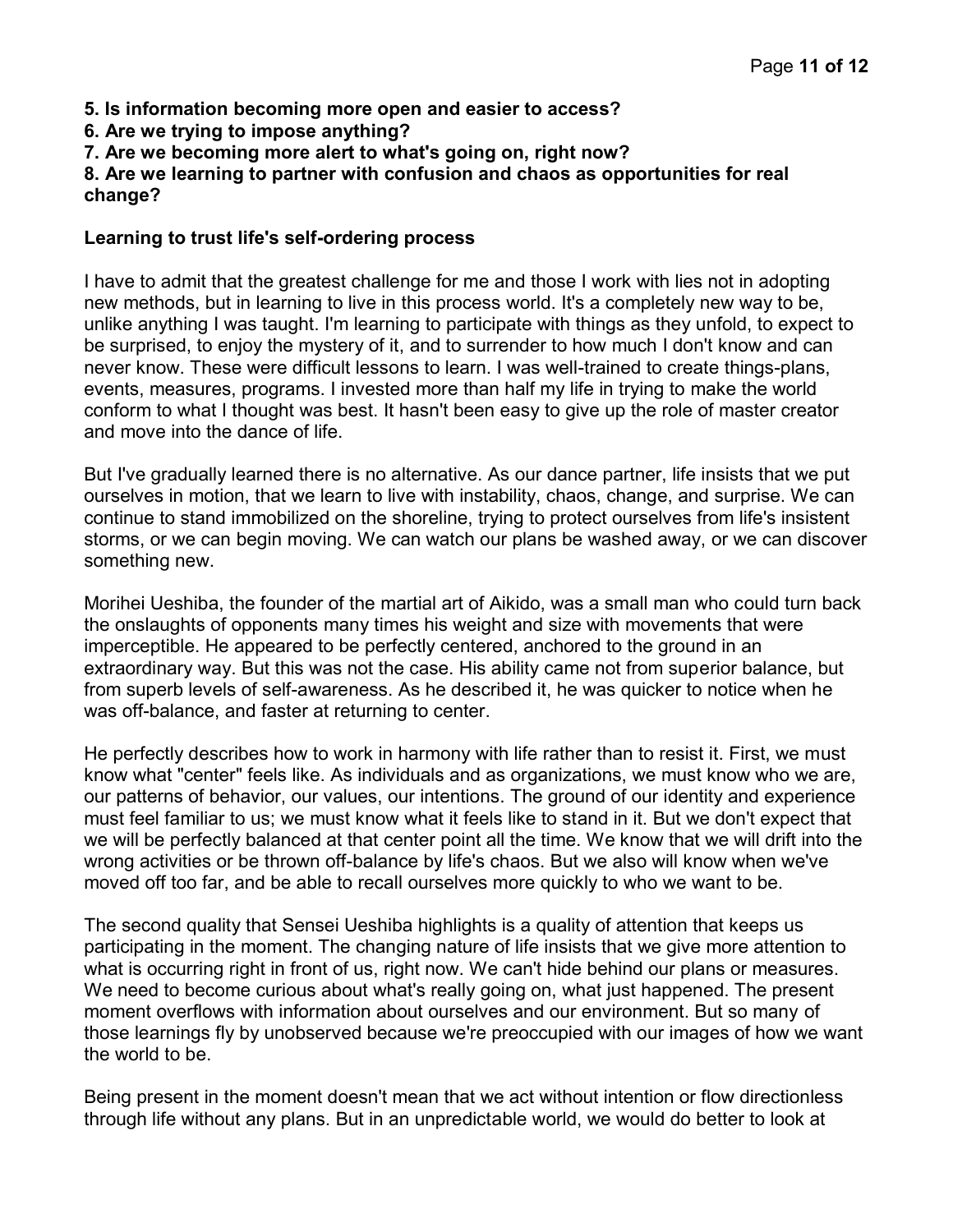**5. Is information becoming more open and easier to access?**
**6. Are we trying to impose anything?**
**7. Are we becoming more alert to what's going on, right now?**
**8. Are we learning to partner with confusion and chaos as opportunities for real change?**

**Learning to trust life's self-ordering process**

I have to admit that the greatest challenge for me and those I work with lies not in adopting new methods, but in learning to live in this process world. It's a completely new way to be, unlike anything I was taught. I'm learning to participate with things as they unfold, to expect to be surprised, to enjoy the mystery of it, and to surrender to how much I don't know and can never know. These were difficult lessons to learn. I was well-trained to create things-plans, events, measures, programs. I invested more than half my life in trying to make the world conform to what I thought was best. It hasn't been easy to give up the role of master creator and move into the dance of life.

But I've gradually learned there is no alternative. As our dance partner, life insists that we put ourselves in motion, that we learn to live with instability, chaos, change, and surprise. We can continue to stand immobilized on the shoreline, trying to protect ourselves from life's insistent storms, or we can begin moving. We can watch our plans be washed away, or we can discover something new.

Morihei Ueshiba, the founder of the martial art of Aikido, was a small man who could turn back the onslaughts of opponents many times his weight and size with movements that were imperceptible. He appeared to be perfectly centered, anchored to the ground in an extraordinary way. But this was not the case. His ability came not from superior balance, but from superb levels of self-awareness. As he described it, he was quicker to notice when he was off-balance, and faster at returning to center.

He perfectly describes how to work in harmony with life rather than to resist it. First, we must know what "center" feels like. As individuals and as organizations, we must know who we are, our patterns of behavior, our values, our intentions. The ground of our identity and experience must feel familiar to us; we must know what it feels like to stand in it. But we don't expect that we will be perfectly balanced at that center point all the time. We know that we will drift into the wrong activities or be thrown off-balance by life's chaos. But we also will know when we've moved off too far, and be able to recall ourselves more quickly to who we want to be.

The second quality that Sensei Ueshiba highlights is a quality of attention that keeps us participating in the moment. The changing nature of life insists that we give more attention to what is occurring right in front of us, right now. We can't hide behind our plans or measures. We need to become curious about what's really going on, what just happened. The present moment overflows with information about ourselves and our environment. But so many of those learnings fly by unobserved because we're preoccupied with our images of how we want the world to be.

Being present in the moment doesn't mean that we act without intention or flow directionless through life without any plans. But in an unpredictable world, we would do better to look at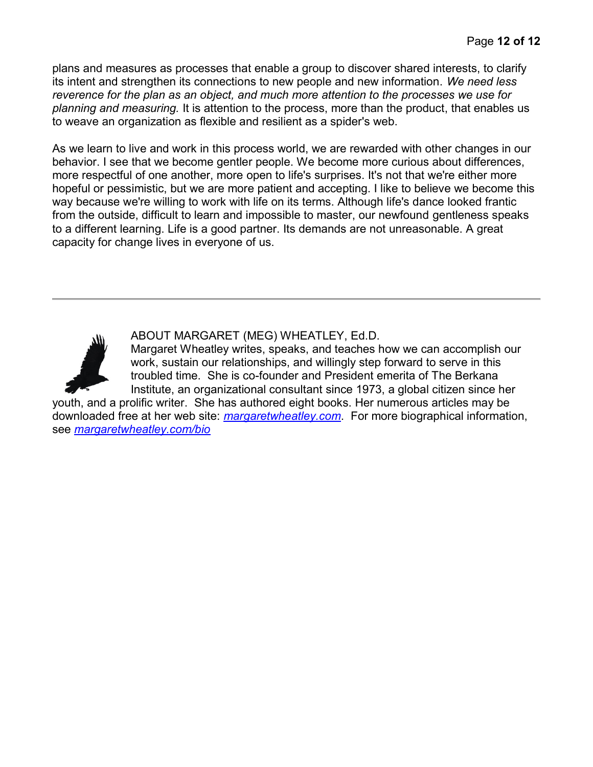plans and measures as processes that enable a group to discover shared interests, to clarify its intent and strengthen its connections to new people and new information. *We need less reverence for the plan as an object, and much more attention to the processes we use for planning and measuring.* It is attention to the process, more than the product, that enables us to weave an organization as flexible and resilient as a spider's web.

As we learn to live and work in this process world, we are rewarded with other changes in our behavior. I see that we become gentler people. We become more curious about differences, more respectful of one another, more open to life's surprises. It's not that we're either more hopeful or pessimistic, but we are more patient and accepting. I like to believe we become this way because we're willing to work with life on its terms. Although life's dance looked frantic from the outside, difficult to learn and impossible to master, our newfound gentleness speaks to a different learning. Life is a good partner. Its demands are not unreasonable. A great capacity for change lives in everyone of us.

---

ABOUT MARGARET (MEG) WHEATLEY, Ed.D.

Margaret Wheatley writes, speaks, and teaches how we can accomplish our work, sustain our relationships, and willingly step forward to serve in this troubled time. She is co-founder and President emerita of The Berkana Institute, an organizational consultant since 1973, a global citizen since her youth, and a prolific writer. She has authored eight books. Her numerous articles may be downloaded free at her web site: *[margaretwheatley.com](margaretwheatley.com)*. For more biographical information, see *[margaretwheatley.com/bio](margaretwheatley.com/bio)*